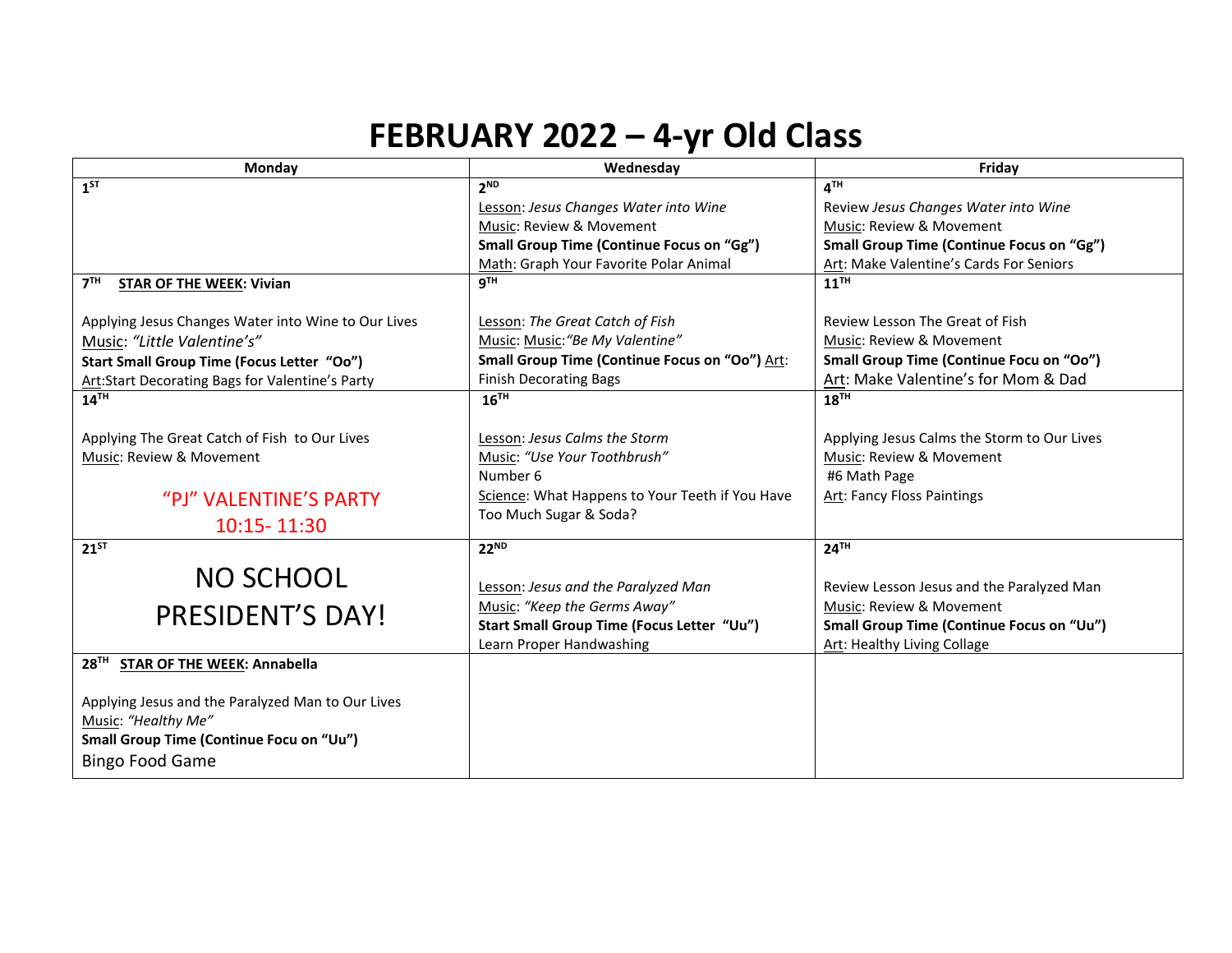# FEBRUARY 2022 – 4-yr Old Class

| Monday | Wednesday | Friday |
|---|---|---|
| 1ST | 2ND<br>Lesson: *Jesus Changes Water into Wine*<br>Music: Review & Movement<br>**Small Group Time (Continue Focus on "Gg")**<br>Math: Graph Your Favorite Polar Animal | 4TH<br>Review *Jesus Changes Water into Wine*<br>Music: Review & Movement<br>**Small Group Time (Continue Focus on "Gg")**<br>Art: Make Valentine's Cards For Seniors |
| 7TH **STAR OF THE WEEK: Vivian**<br><br>Applying Jesus Changes Water into Wine to Our Lives<br>Music: *"Little Valentine's"*<br>**Start Small Group Time (Focus Letter "Oo")**<br>Art:Start Decorating Bags for Valentine's Party | 9TH<br><br>Lesson: *The Great Catch of Fish*<br>Music: Music:*"Be My Valentine"*<br>**Small Group Time (Continue Focus on "Oo")** Art: Finish Decorating Bags | 11TH<br><br>Review Lesson The Great of Fish<br>Music: Review & Movement<br>**Small Group Time (Continue Focu on "Oo")**<br>Art: Make Valentine's for Mom & Dad |
| 14TH<br><br>Applying The Great Catch of Fish to Our Lives<br>Music: Review & Movement<br><br>"PJ" VALENTINE'S PARTY<br>10:15- 11:30 | 16TH<br><br>Lesson: *Jesus Calms the Storm*<br>Music: *"Use Your Toothbrush"*<br>Number 6<br>Science: What Happens to Your Teeth if You Have Too Much Sugar & Soda? | 18TH<br><br>Applying Jesus Calms the Storm to Our Lives<br>Music: Review & Movement<br>#6 Math Page<br>Art: Fancy Floss Paintings |
| 21ST<br><br>NO SCHOOL<br>PRESIDENT'S DAY! | 22ND<br><br>Lesson: *Jesus and the Paralyzed Man*<br>Music: *"Keep the Germs Away"*<br>**Start Small Group Time (Focus Letter "Uu")**<br>Learn Proper Handwashing | 24TH<br><br>Review Lesson Jesus and the Paralyzed Man<br>Music: Review & Movement<br>**Small Group Time (Continue Focus on "Uu")**<br>Art: Healthy Living Collage |
| 28TH **STAR OF THE WEEK: Annabella**<br><br>Applying Jesus and the Paralyzed Man to Our Lives<br>Music: *"Healthy Me"*<br>**Small Group Time (Continue Focu on "Uu")**<br>Bingo Food Game | | |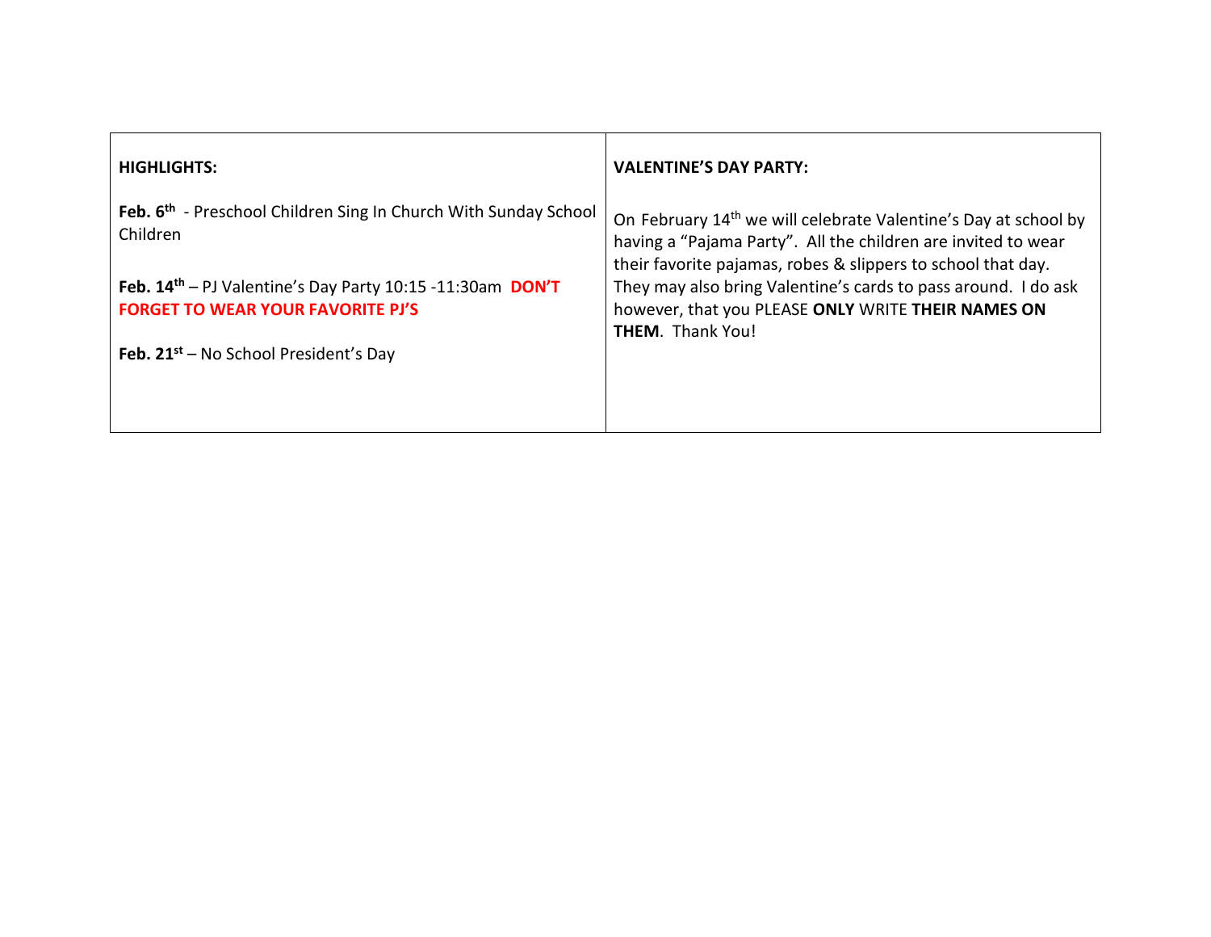**HIGHLIGHTS:**

**Feb. 6th** - Preschool Children Sing In Church With Sunday School Children

**Feb. 14th** – PJ Valentine's Day Party 10:15 -11:30am **DON'T FORGET TO WEAR YOUR FAVORITE PJ'S**

**Feb. 21st** – No School President's Day

**VALENTINE'S DAY PARTY:**

On February 14th we will celebrate Valentine's Day at school by having a "Pajama Party". All the children are invited to wear their favorite pajamas, robes & slippers to school that day. They may also bring Valentine's cards to pass around. I do ask however, that you PLEASE **ONLY** WRITE **THEIR NAMES ON THEM**. Thank You!